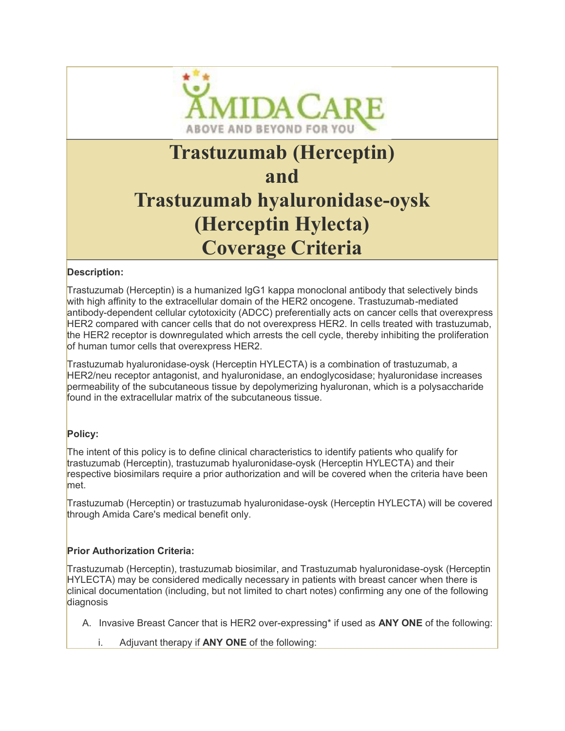# Trastuzumab (Herceptin) and Trastuzumab hyaluronidase-oysk (Herceptin Hylecta) Coverage Criteria

**Description:**

Trastuzumab (Herceptin) is a humanized IgG1 kappa monoclonal antibody that selectively binds with high affinity to the extracellular domain of the HER2 oncogene. Trastuzumab-mediated antibody-dependent cellular cytotoxicity (ADCC) preferentially acts on cancer cells that overexpress HER2 compared with cancer cells that do not overexpress HER2. In cells treated with trastuzumab, the HER2 receptor is downregulated which arrests the cell cycle, thereby inhibiting the proliferation of human tumor cells that overexpress HER2.

Trastuzumab hyaluronidase-oysk (Herceptin HYLECTA) is a combination of trastuzumab, a HER2/neu receptor antagonist, and hyaluronidase, an endoglycosidase; hyaluronidase increases permeability of the subcutaneous tissue by depolymerizing hyaluronan, which is a polysaccharide found in the extracellular matrix of the subcutaneous tissue.

**Policy:**

The intent of this policy is to define clinical characteristics to identify patients who qualify for trastuzumab (Herceptin), trastuzumab hyaluronidase-oysk (Herceptin HYLECTA) and their respective biosimilars require a prior authorization and will be covered when the criteria have been met.

Trastuzumab (Herceptin) or trastuzumab hyaluronidase-oysk (Herceptin HYLECTA) will be covered through Amida Care's medical benefit only.

**Prior Authorization Criteria:**

Trastuzumab (Herceptin), trastuzumab biosimilar, and Trastuzumab hyaluronidase-oysk (Herceptin HYLECTA) may be considered medically necessary in patients with breast cancer when there is clinical documentation (including, but not limited to chart notes) confirming any one of the following diagnosis

A. Invasive Breast Cancer that is HER2 over-expressing* if used as **ANY ONE** of the following:

   i. Adjuvant therapy if **ANY ONE** of the following: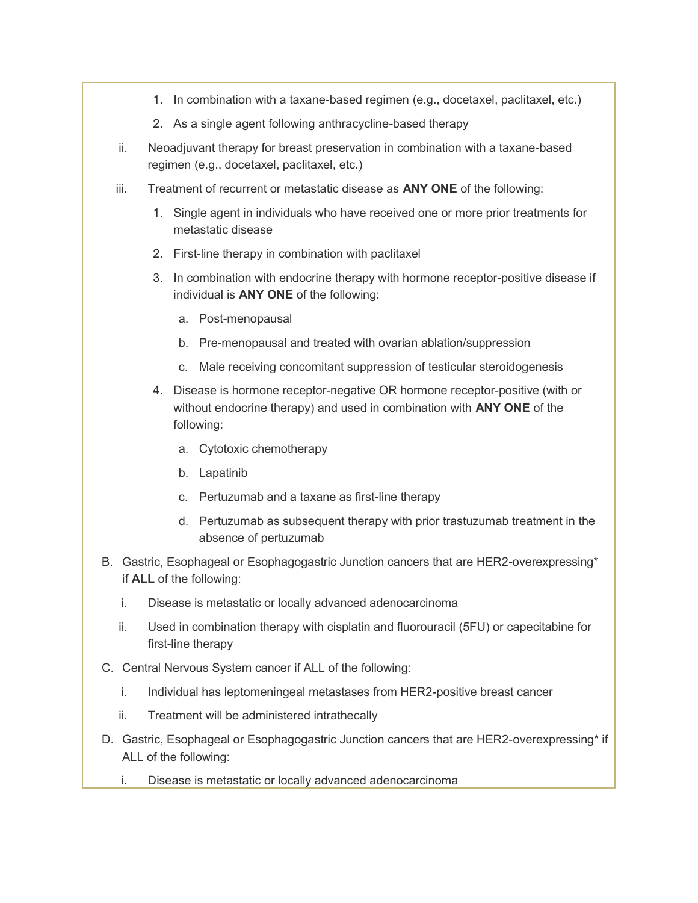1. In combination with a taxane-based regimen (e.g., docetaxel, paclitaxel, etc.)
      2. As a single agent following anthracycline-based therapy
   ii. Neoadjuvant therapy for breast preservation in combination with a taxane-based regimen (e.g., docetaxel, paclitaxel, etc.)
   iii. Treatment of recurrent or metastatic disease as **ANY ONE** of the following:
      1. Single agent in individuals who have received one or more prior treatments for metastatic disease
      2. First-line therapy in combination with paclitaxel
      3. In combination with endocrine therapy with hormone receptor-positive disease if individual is **ANY ONE** of the following:
         a. Post-menopausal
         b. Pre-menopausal and treated with ovarian ablation/suppression
         c. Male receiving concomitant suppression of testicular steroidogenesis
      4. Disease is hormone receptor-negative OR hormone receptor-positive (with or without endocrine therapy) and used in combination with **ANY ONE** of the following:
         a. Cytotoxic chemotherapy
         b. Lapatinib
         c. Pertuzumab and a taxane as first-line therapy
         d. Pertuzumab as subsequent therapy with prior trastuzumab treatment in the absence of pertuzumab

B. Gastric, Esophageal or Esophagogastric Junction cancers that are HER2-overexpressing* if **ALL** of the following:
   i. Disease is metastatic or locally advanced adenocarcinoma
   ii. Used in combination therapy with cisplatin and fluorouracil (5FU) or capecitabine for first-line therapy

C. Central Nervous System cancer if ALL of the following:
   i. Individual has leptomeningeal metastases from HER2-positive breast cancer
   ii. Treatment will be administered intrathecally

D. Gastric, Esophageal or Esophagogastric Junction cancers that are HER2-overexpressing* if ALL of the following:
   i. Disease is metastatic or locally advanced adenocarcinoma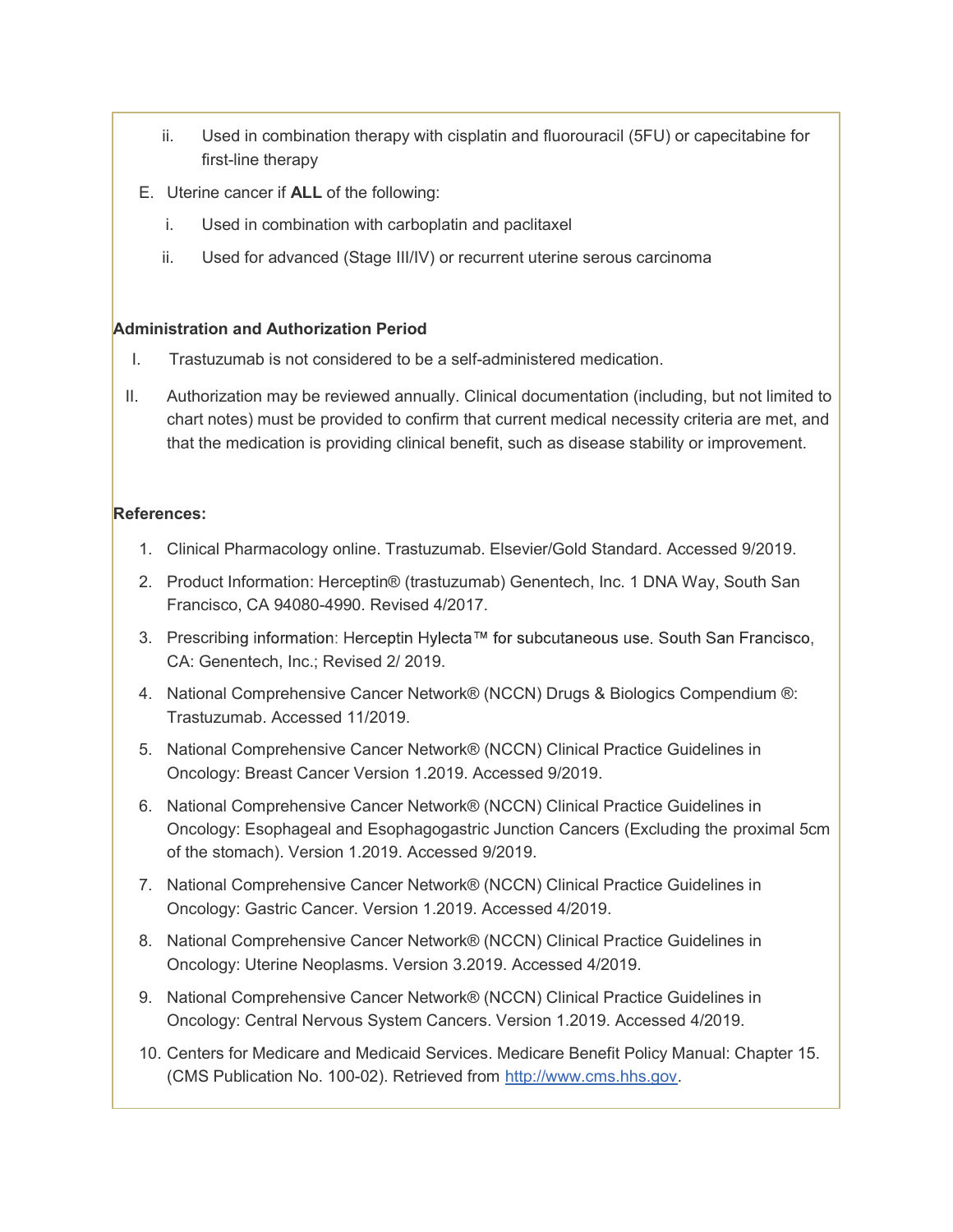ii. Used in combination therapy with cisplatin and fluorouracil (5FU) or capecitabine for first-line therapy

E. Uterine cancer if **ALL** of the following:

i. Used in combination with carboplatin and paclitaxel

ii. Used for advanced (Stage III/IV) or recurrent uterine serous carcinoma

**Administration and Authorization Period**

I. Trastuzumab is not considered to be a self-administered medication.

II. Authorization may be reviewed annually. Clinical documentation (including, but not limited to chart notes) must be provided to confirm that current medical necessity criteria are met, and that the medication is providing clinical benefit, such as disease stability or improvement.

**References:**

1. Clinical Pharmacology online. Trastuzumab. Elsevier/Gold Standard. Accessed 9/2019.
2. Product Information: Herceptin® (trastuzumab) Genentech, Inc. 1 DNA Way, South San Francisco, CA 94080-4990. Revised 4/2017.
3. Prescribing information: Herceptin Hylecta™ for subcutaneous use. South San Francisco, CA: Genentech, Inc.; Revised 2/ 2019.
4. National Comprehensive Cancer Network® (NCCN) Drugs & Biologics Compendium ®: Trastuzumab. Accessed 11/2019.
5. National Comprehensive Cancer Network® (NCCN) Clinical Practice Guidelines in Oncology: Breast Cancer Version 1.2019. Accessed 9/2019.
6. National Comprehensive Cancer Network® (NCCN) Clinical Practice Guidelines in Oncology: Esophageal and Esophagogastric Junction Cancers (Excluding the proximal 5cm of the stomach). Version 1.2019. Accessed 9/2019.
7. National Comprehensive Cancer Network® (NCCN) Clinical Practice Guidelines in Oncology: Gastric Cancer. Version 1.2019. Accessed 4/2019.
8. National Comprehensive Cancer Network® (NCCN) Clinical Practice Guidelines in Oncology: Uterine Neoplasms. Version 3.2019. Accessed 4/2019.
9. National Comprehensive Cancer Network® (NCCN) Clinical Practice Guidelines in Oncology: Central Nervous System Cancers. Version 1.2019. Accessed 4/2019.
10. Centers for Medicare and Medicaid Services. Medicare Benefit Policy Manual: Chapter 15. (CMS Publication No. 100-02). Retrieved from http://www.cms.hhs.gov.